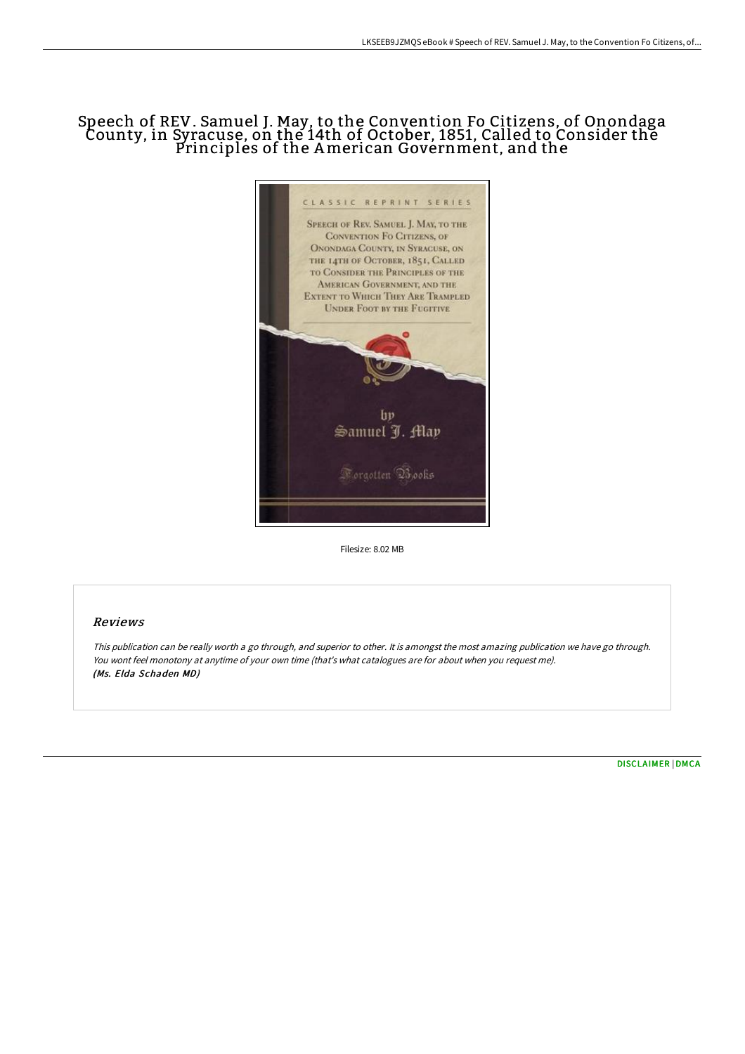# Speech of REV. Samuel J. May, to the Convention Fo Citizens, of Onondaga County, in Syracuse, on the 14th of October, 1851, Called to Consider the Principles of the American Government, and the

CLASSIC REPRINT SERIES

SPEECH OF REV. SAMUEL J. MAY, TO THE CONVENTION FO CITIZENS, OF ONONDAGA COUNTY, IN SYRACUSE, ON THE 14TH OF OCTOBER, 1851, CALLED TO CONSIDER THE PRINCIPLES OF THE AMERICAN GOVERNMENT, AND THE EXTENT TO WHICH THEY ARE TRAMPLED UNDER FOOT BY THE FUGITIVE

by
Samuel J. May

Forgotten Books

Filesize: 8.02 MB

## Reviews

*This publication can be really worth a go through, and superior to other. It is amongst the most amazing publication we have go through. You wont feel monotony at anytime of your own time (that's what catalogues are for about when you request me).*
***(Ms. Elda Schaden MD)***

DISCLAIMER | DMCA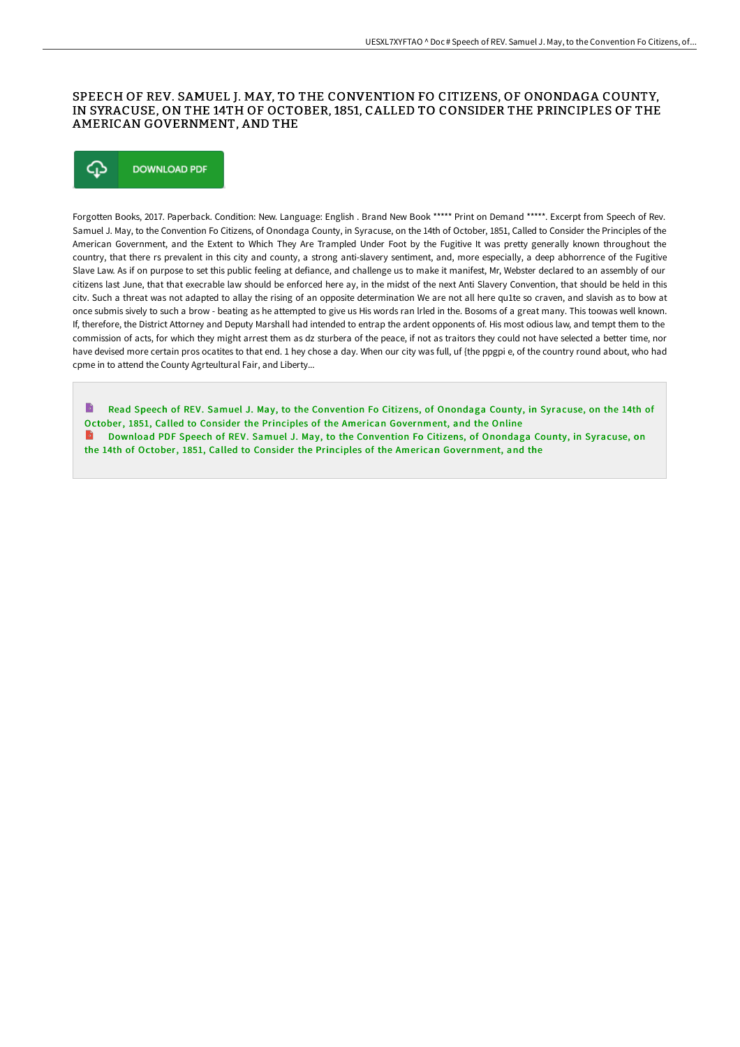# SPEECH OF REV. SAMUEL J. MAY, TO THE CONVENTION FO CITIZENS, OF ONONDAGA COUNTY, IN SYRACUSE, ON THE 14TH OF OCTOBER, 1851, CALLED TO CONSIDER THE PRINCIPLES OF THE AMERICAN GOVERNMENT, AND THE

DOWNLOAD PDF

Forgotten Books, 2017. Paperback. Condition: New. Language: English . Brand New Book ***** Print on Demand *****. Excerpt from Speech of Rev. Samuel J. May, to the Convention Fo Citizens, of Onondaga County, in Syracuse, on the 14th of October, 1851, Called to Consider the Principles of the American Government, and the Extent to Which They Are Trampled Under Foot by the Fugitive It was pretty generally known throughout the country, that there rs prevalent in this city and county, a strong anti-slavery sentiment, and, more especially, a deep abhorrence of the Fugitive Slave Law. As if on purpose to set this public feeling at defiance, and challenge us to make it manifest, Mr, Webster declared to an assembly of our citizens last June, that that execrable law should be enforced here ay, in the midst of the next Anti Slavery Convention, that should be held in this citv. Such a threat was not adapted to allay the rising of an opposite determination We are not all here qu1te so craven, and slavish as to bow at once submis sively to such a brow - beating as he attempted to give us His words ran lrled in the. Bosoms of a great many. This toowas well known. If, therefore, the District Attorney and Deputy Marshall had intended to entrap the ardent opponents of. His most odious law, and tempt them to the commission of acts, for which they might arrest them as dz sturbera of the peace, if not as traitors they could not have selected a better time, nor have devised more certain pros ocatites to that end. 1 hey chose a day. When our city was full, uf {the ppgpi e, of the country round about, who had cpme in to attend the County Agrteultural Fair, and Liberty...

Read Speech of REV. Samuel J. May, to the Convention Fo Citizens, of Onondaga County, in Syracuse, on the 14th of October, 1851, Called to Consider the Principles of the American Government, and the Online

Download PDF Speech of REV. Samuel J. May, to the Convention Fo Citizens, of Onondaga County, in Syracuse, on the 14th of October, 1851, Called to Consider the Principles of the American Government, and the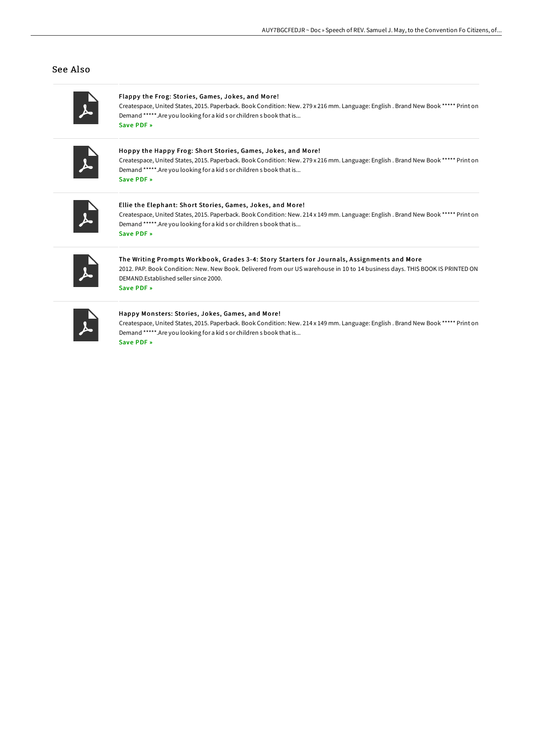## See Also

### Flappy the Frog: Stories, Games, Jokes, and More!

Createspace, United States, 2015. Paperback. Book Condition: New. 279 x 216 mm. Language: English . Brand New Book ***** Print on Demand *****.Are you looking for a kid s or children s book that is...

Save PDF »

### Hoppy the Happy Frog: Short Stories, Games, Jokes, and More!

Createspace, United States, 2015. Paperback. Book Condition: New. 279 x 216 mm. Language: English . Brand New Book ***** Print on Demand *****.Are you looking for a kid s or children s book that is...

Save PDF »

### Ellie the Elephant: Short Stories, Games, Jokes, and More!

Createspace, United States, 2015. Paperback. Book Condition: New. 214 x 149 mm. Language: English . Brand New Book ***** Print on Demand *****.Are you looking for a kid s or children s book that is...

Save PDF »

### The Writing Prompts Workbook, Grades 3-4: Story Starters for Journals, Assignments and More

2012. PAP. Book Condition: New. New Book. Delivered from our US warehouse in 10 to 14 business days. THIS BOOK IS PRINTED ON DEMAND.Established seller since 2000.

Save PDF »

### Happy Monsters: Stories, Jokes, Games, and More!

Createspace, United States, 2015. Paperback. Book Condition: New. 214 x 149 mm. Language: English . Brand New Book ***** Print on Demand *****.Are you looking for a kid s or children s book that is...

Save PDF »